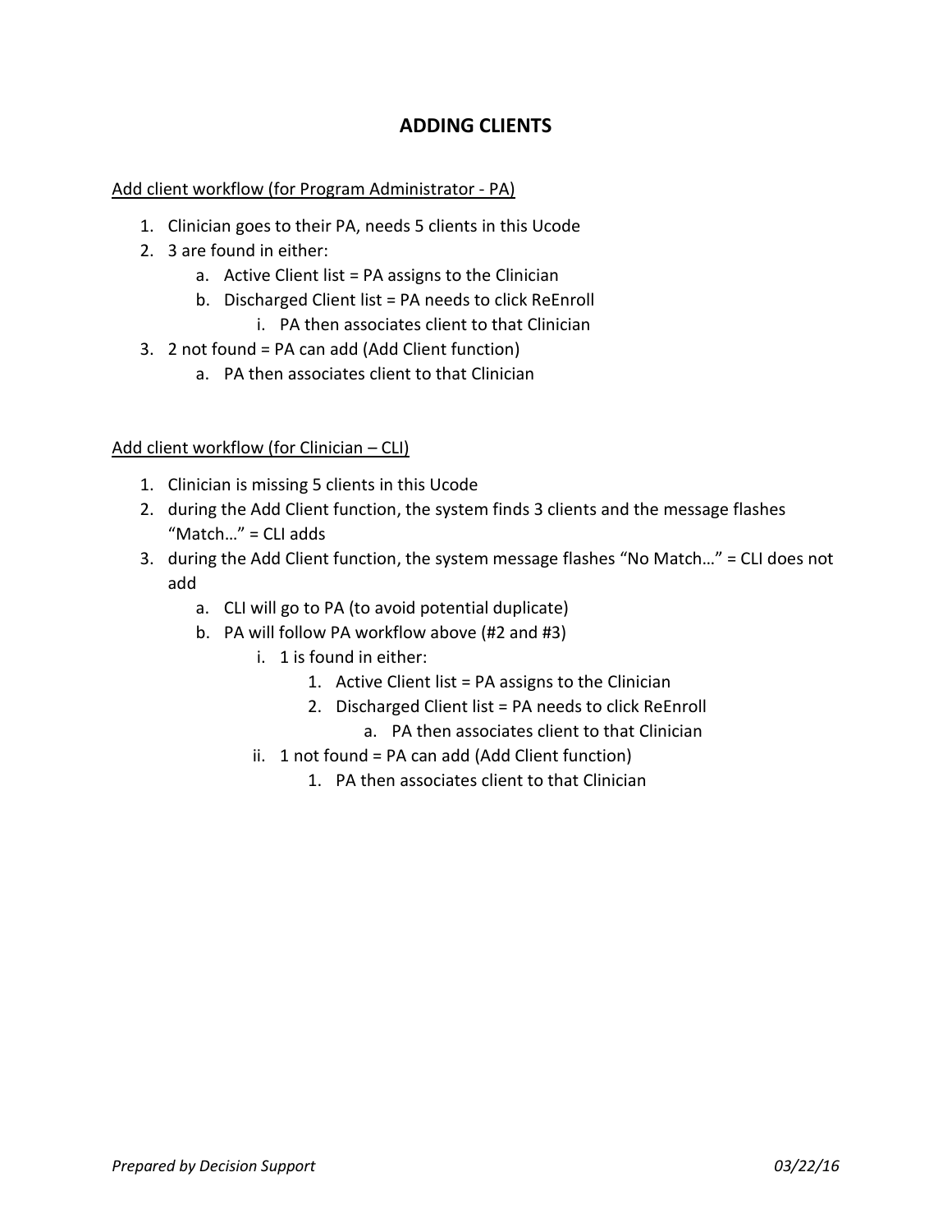# ADDING CLIENTS

<u>Add client workflow (for Program Administrator - PA)</u>

1. Clinician goes to their PA, needs 5 clients in this Ucode
2. 3 are found in either:
    a. Active Client list = PA assigns to the Clinician
    b. Discharged Client list = PA needs to click ReEnroll
        i. PA then associates client to that Clinician
3. 2 not found = PA can add (Add Client function)
    a. PA then associates client to that Clinician

<u>Add client workflow (for Clinician – CLI)</u>

1. Clinician is missing 5 clients in this Ucode
2. during the Add Client function, the system finds 3 clients and the message flashes "Match…" = CLI adds
3. during the Add Client function, the system message flashes "No Match…" = CLI does not add
    a. CLI will go to PA (to avoid potential duplicate)
    b. PA will follow PA workflow above (#2 and #3)
        i. 1 is found in either:
            1. Active Client list = PA assigns to the Clinician
            2. Discharged Client list = PA needs to click ReEnroll
                a. PA then associates client to that Clinician
        ii. 1 not found = PA can add (Add Client function)
            1. PA then associates client to that Clinician

*Prepared by Decision Support* *03/22/16*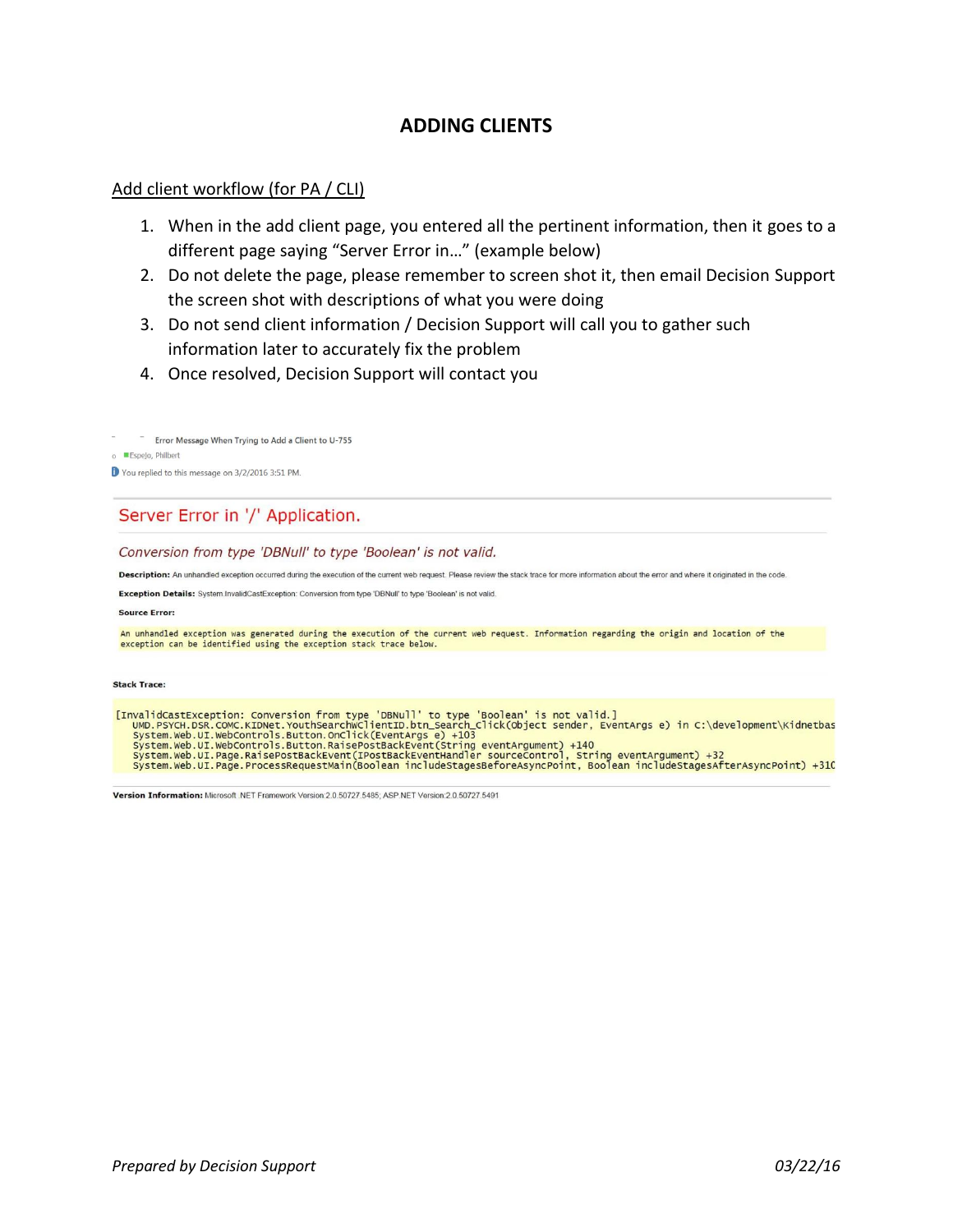## ADDING CLIENTS

Add client workflow (for PA / CLI)

1. When in the add client page, you entered all the pertinent information, then it goes to a different page saying "Server Error in…" (example below)
2. Do not delete the page, please remember to screen shot it, then email Decision Support the screen shot with descriptions of what you were doing
3. Do not send client information / Decision Support will call you to gather such information later to accurately fix the problem
4. Once resolved, Decision Support will contact you

Error Message When Trying to Add a Client to U-755

Espejo, Philbert

You replied to this message on 3/2/2016 3:51 PM.

### Server Error in '/' Application.

*Conversion from type 'DBNull' to type 'Boolean' is not valid.*

**Description:** An unhandled exception occurred during the execution of the current web request. Please review the stack trace for more information about the error and where it originated in the code.

**Exception Details:** System.InvalidCastException: Conversion from type 'DBNull' to type 'Boolean' is not valid.

**Source Error:**

```
An unhandled exception was generated during the execution of the current web request. Information regarding the origin and location of the
exception can be identified using the exception stack trace below.
```

**Stack Trace:**

```
[InvalidCastException: Conversion from type 'DBNull' to type 'Boolean' is not valid.]
   UMD.PSYCH.DSR.COMC.KIDNet.YouthSearchWClientID.btn_Search_Click(Object sender, EventArgs e) in C:\development\Kidnetbas
   System.Web.UI.WebControls.Button.OnClick(EventArgs e) +103
   System.Web.UI.WebControls.Button.RaisePostBackEvent(String eventArgument) +140
   System.Web.UI.Page.RaisePostBackEvent(IPostBackEventHandler sourceControl, String eventArgument) +32
   System.Web.UI.Page.ProcessRequestMain(Boolean includeStagesBeforeAsyncPoint, Boolean includeStagesAfterAsyncPoint) +310
```

**Version Information:** Microsoft .NET Framework Version:2.0.50727.5485; ASP.NET Version:2.0.50727.5491

*Prepared by Decision Support* *03/22/16*